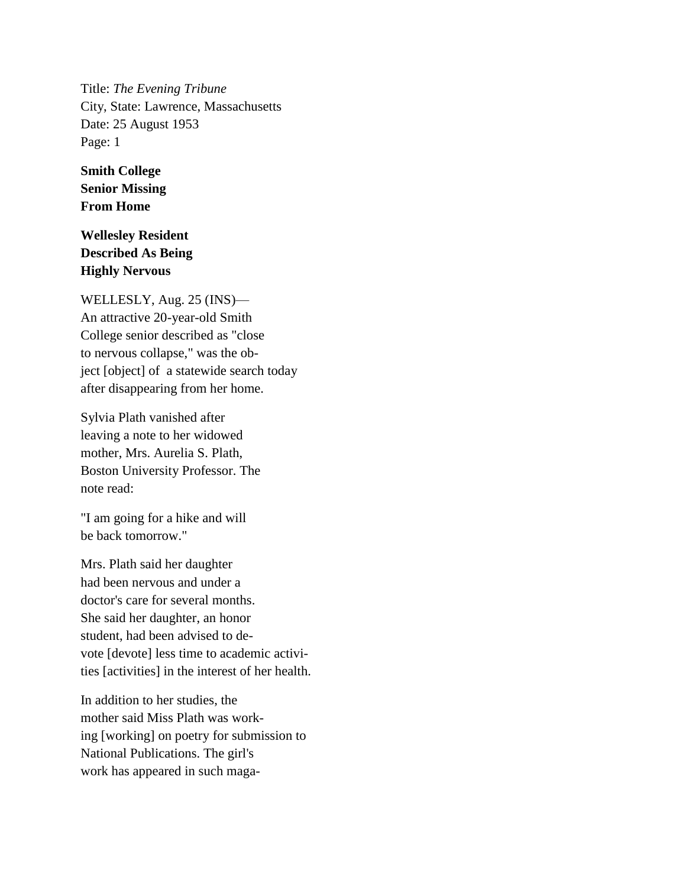Title: *The Evening Tribune*
City, State: Lawrence, Massachusetts
Date: 25 August 1953
Page: 1

**Smith College Senior Missing From Home**

**Wellesley Resident Described As Being Highly Nervous**

WELLESLY, Aug. 25 (INS)—An attractive 20-year-old Smith College senior described as "close to nervous collapse," was the ob-ject [object] of a statewide search today after disappearing from her home.

Sylvia Plath vanished after leaving a note to her widowed mother, Mrs. Aurelia S. Plath, Boston University Professor. The note read:

"I am going for a hike and will be back tomorrow."

Mrs. Plath said her daughter had been nervous and under a doctor's care for several months. She said her daughter, an honor student, had been advised to de-vote [devote] less time to academic activi-ties [activities] in the interest of her health.

In addition to her studies, the mother said Miss Plath was work-ing [working] on poetry for submission to National Publications. The girl's work has appeared in such maga-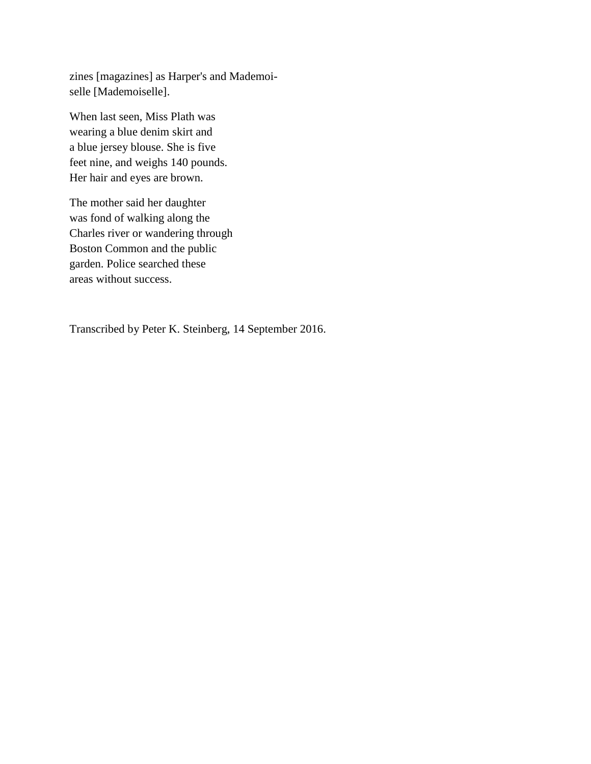zines [magazines] as Harper's and Mademoiselle [Mademoiselle].

When last seen, Miss Plath was wearing a blue denim skirt and a blue jersey blouse. She is five feet nine, and weighs 140 pounds. Her hair and eyes are brown.

The mother said her daughter was fond of walking along the Charles river or wandering through Boston Common and the public garden. Police searched these areas without success.

Transcribed by Peter K. Steinberg, 14 September 2016.